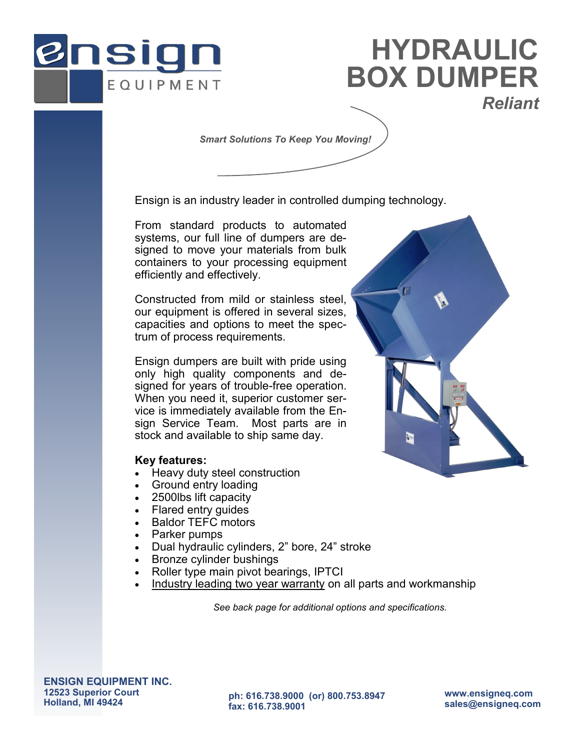# ensign EQUIPMENT

# HYDRAULIC BOX DUMPER

## *Reliant*

*Smart Solutions To Keep You Moving!*

Ensign is an industry leader in controlled dumping technology.

From standard products to automated systems, our full line of dumpers are designed to move your materials from bulk containers to your processing equipment efficiently and effectively.

Constructed from mild or stainless steel, our equipment is offered in several sizes, capacities and options to meet the spectrum of process requirements.

Ensign dumpers are built with pride using only high quality components and designed for years of trouble-free operation. When you need it, superior customer service is immediately available from the Ensign Service Team. Most parts are in stock and available to ship same day.

**Key features:**

- Heavy duty steel construction
- Ground entry loading
- 2500lbs lift capacity
- Flared entry guides
- Baldor TEFC motors
- Parker pumps
- Dual hydraulic cylinders, 2” bore, 24” stroke
- Bronze cylinder bushings
- Roller type main pivot bearings, IPTCI
- Industry leading two year warranty on all parts and workmanship

*See back page for additional options and specifications.*

**ENSIGN EQUIPMENT INC.**
**12523 Superior Court**
**Holland, MI 49424**

**ph: 616.738.9000 (or) 800.753.8947**
**fax: 616.738.9001**

**www.ensigneq.com**
**sales@ensigneq.com**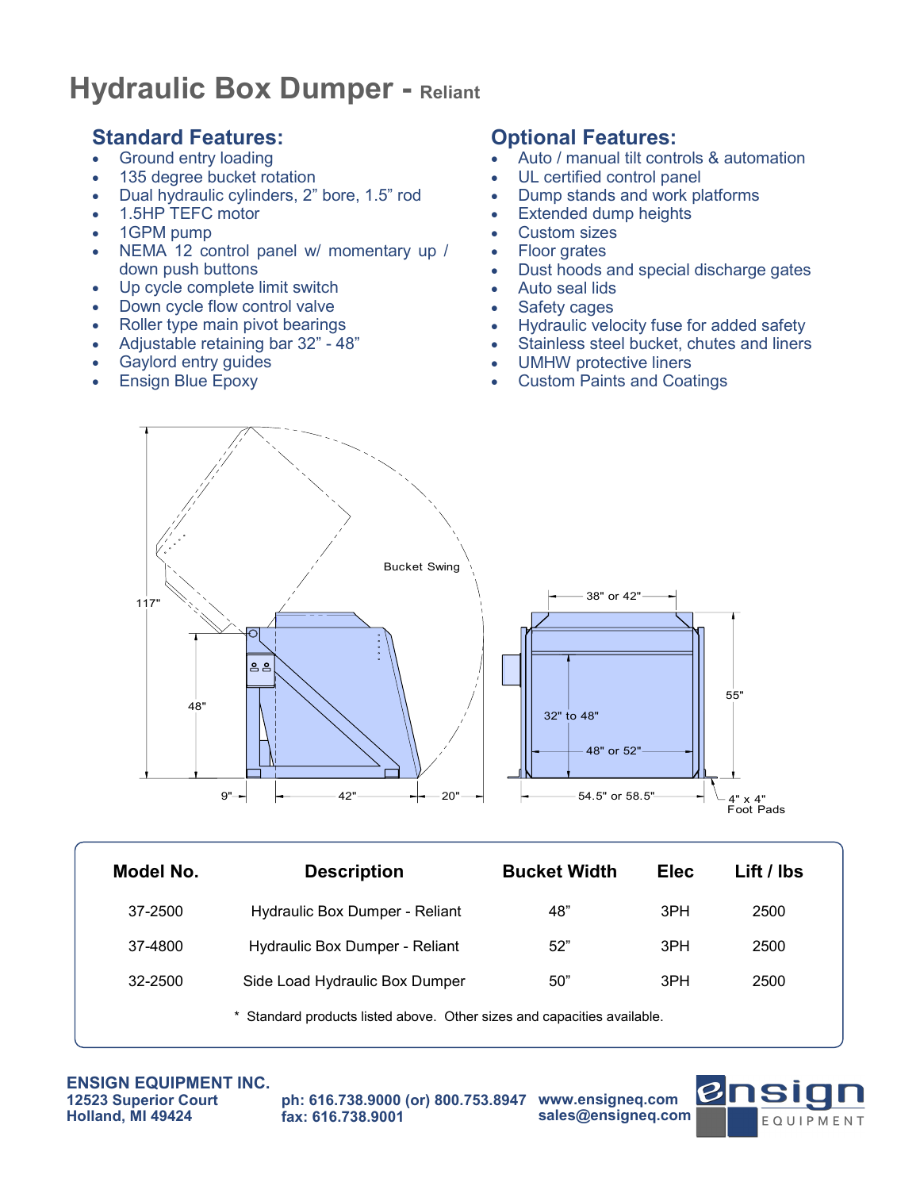# Hydraulic Box Dumper - Reliant

## Standard Features:

- Ground entry loading
- 135 degree bucket rotation
- Dual hydraulic cylinders, 2" bore, 1.5" rod
- 1.5HP TEFC motor
- 1GPM pump
- NEMA 12 control panel w/ momentary up / down push buttons
- Up cycle complete limit switch
- Down cycle flow control valve
- Roller type main pivot bearings
- Adjustable retaining bar 32" - 48"
- Gaylord entry guides
- Ensign Blue Epoxy

## Optional Features:

- Auto / manual tilt controls & automation
- UL certified control panel
- Dump stands and work platforms
- Extended dump heights
- Custom sizes
- Floor grates
- Dust hoods and special discharge gates
- Auto seal lids
- Safety cages
- Hydraulic velocity fuse for added safety
- Stainless steel bucket, chutes and liners
- UMHW protective liners
- Custom Paints and Coatings

Bucket Swing

117"

48"

9"

42"

20"

38" or 42"

55"

32" to 48"

48" or 52"

54.5" or 58.5"

4" x 4"
Foot Pads

| Model No. | Description | Bucket Width | Elec | Lift / lbs |
|---|---|---|---|---|
| 37-2500 | Hydraulic Box Dumper - Reliant | 48" | 3PH | 2500 |
| 37-4800 | Hydraulic Box Dumper - Reliant | 52" | 3PH | 2500 |
| 32-2500 | Side Load Hydraulic Box Dumper | 50" | 3PH | 2500 |

* Standard products listed above. Other sizes and capacities available.

**ENSIGN EQUIPMENT INC.**
**12523 Superior Court**
**Holland, MI 49424**

**ph: 616.738.9000 (or) 800.753.8947**
**fax: 616.738.9001**

**www.ensigneq.com**
**sales@ensigneq.com**

ensign EQUIPMENT